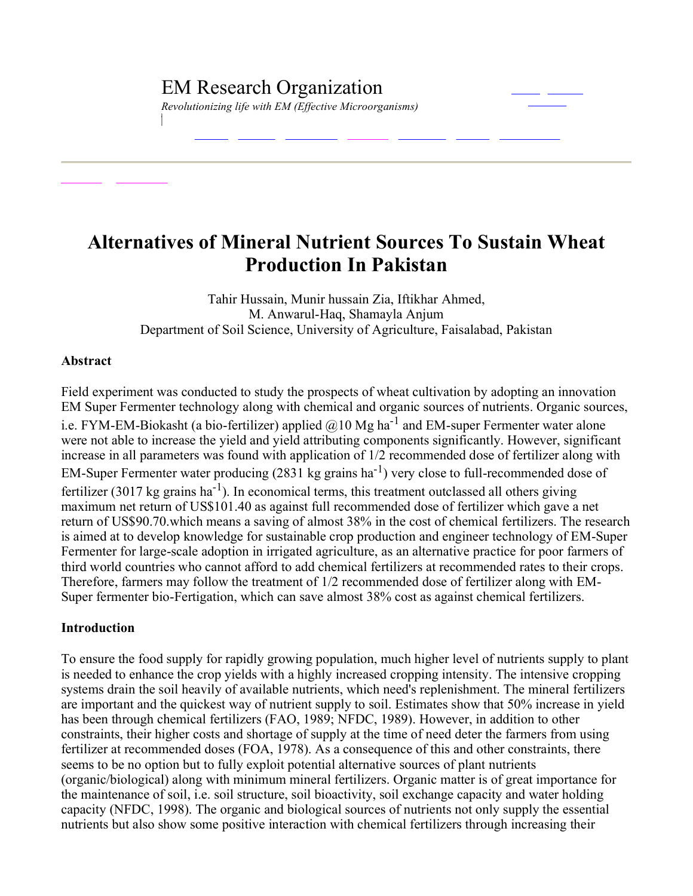EM Research Organization

*Revolutionizing life with EM (Effective Microorganisms)*

# Alternatives of Mineral Nutrient Sources To Sustain Wheat Production In Pakistan

Tahir Hussain, Munir hussain Zia, Iftikhar Ahmed,
M. Anwarul-Haq, Shamayla Anjum
Department of Soil Science, University of Agriculture, Faisalabad, Pakistan

## Abstract

Field experiment was conducted to study the prospects of wheat cultivation by adopting an innovation EM Super Fermenter technology along with chemical and organic sources of nutrients. Organic sources, i.e. FYM-EM-Biokasht (a bio-fertilizer) applied @10 Mg $ha^{-1}$ and EM-super Fermenter water alone were not able to increase the yield and yield attributing components significantly. However, significant increase in all parameters was found with application of 1/2 recommended dose of fertilizer along with EM-Super Fermenter water producing (2831 kg grains $ha^{-1}$) very close to full-recommended dose of fertilizer (3017 kg grains $ha^{-1}$). In economical terms, this treatment outclassed all others giving maximum net return of US$101.40 as against full recommended dose of fertilizer which gave a net return of US$90.70.which means a saving of almost 38% in the cost of chemical fertilizers. The research is aimed at to develop knowledge for sustainable crop production and engineer technology of EM-Super Fermenter for large-scale adoption in irrigated agriculture, as an alternative practice for poor farmers of third world countries who cannot afford to add chemical fertilizers at recommended rates to their crops. Therefore, farmers may follow the treatment of 1/2 recommended dose of fertilizer along with EM-Super fermenter bio-Fertigation, which can save almost 38% cost as against chemical fertilizers.

## Introduction

To ensure the food supply for rapidly growing population, much higher level of nutrients supply to plant is needed to enhance the crop yields with a highly increased cropping intensity. The intensive cropping systems drain the soil heavily of available nutrients, which need's replenishment. The mineral fertilizers are important and the quickest way of nutrient supply to soil. Estimates show that 50% increase in yield has been through chemical fertilizers (FAO, 1989; NFDC, 1989). However, in addition to other constraints, their higher costs and shortage of supply at the time of need deter the farmers from using fertilizer at recommended doses (FOA, 1978). As a consequence of this and other constraints, there seems to be no option but to fully exploit potential alternative sources of plant nutrients (organic/biological) along with minimum mineral fertilizers. Organic matter is of great importance for the maintenance of soil, i.e. soil structure, soil bioactivity, soil exchange capacity and water holding capacity (NFDC, 1998). The organic and biological sources of nutrients not only supply the essential nutrients but also show some positive interaction with chemical fertilizers through increasing their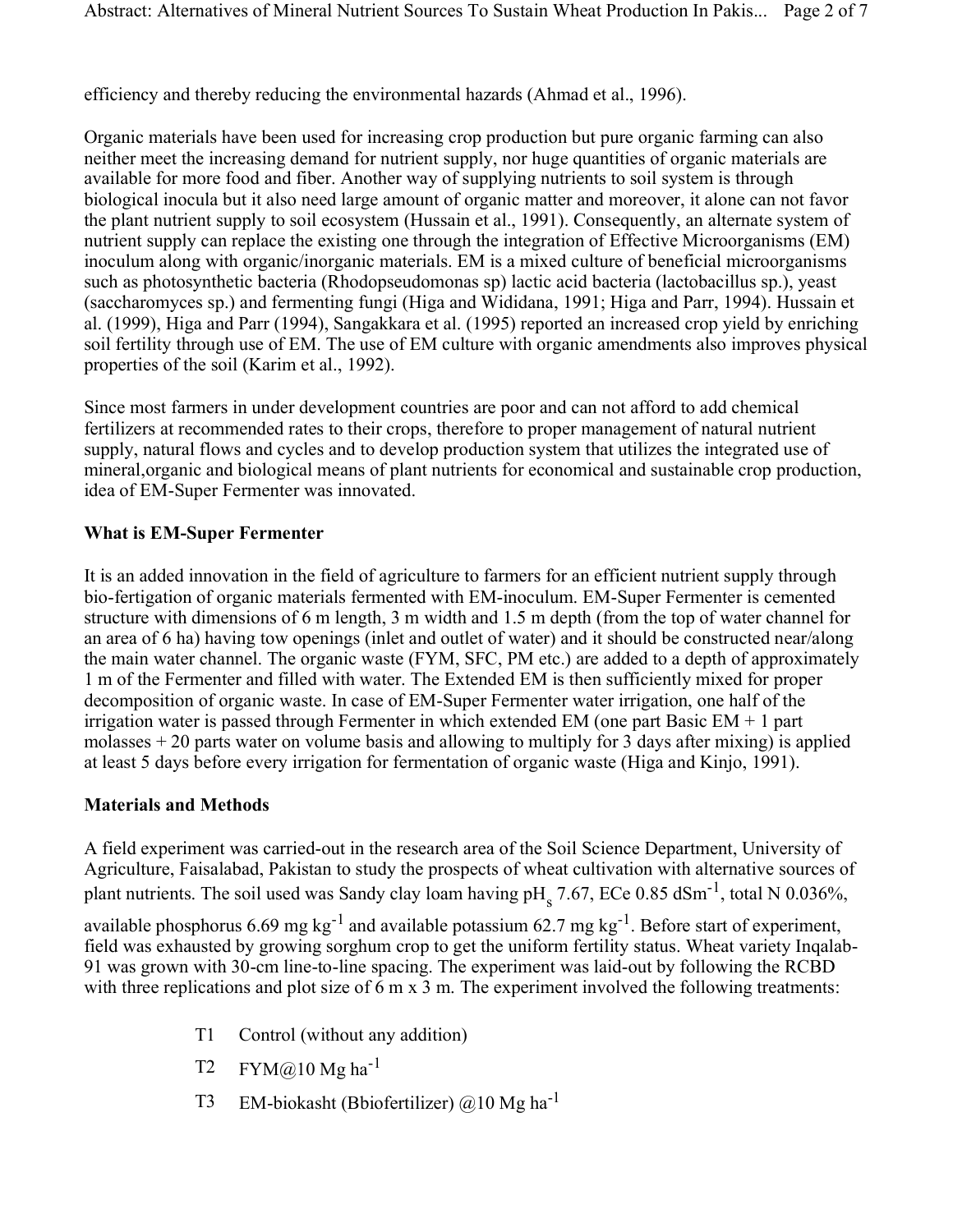efficiency and thereby reducing the environmental hazards (Ahmad et al., 1996).

Organic materials have been used for increasing crop production but pure organic farming can also neither meet the increasing demand for nutrient supply, nor huge quantities of organic materials are available for more food and fiber. Another way of supplying nutrients to soil system is through biological inocula but it also need large amount of organic matter and moreover, it alone can not favor the plant nutrient supply to soil ecosystem (Hussain et al., 1991). Consequently, an alternate system of nutrient supply can replace the existing one through the integration of Effective Microorganisms (EM) inoculum along with organic/inorganic materials. EM is a mixed culture of beneficial microorganisms such as photosynthetic bacteria (Rhodopseudomonas sp) lactic acid bacteria (lactobacillus sp.), yeast (saccharomyces sp.) and fermenting fungi (Higa and Wididana, 1991; Higa and Parr, 1994). Hussain et al. (1999), Higa and Parr (1994), Sangakkara et al. (1995) reported an increased crop yield by enriching soil fertility through use of EM. The use of EM culture with organic amendments also improves physical properties of the soil (Karim et al., 1992).

Since most farmers in under development countries are poor and can not afford to add chemical fertilizers at recommended rates to their crops, therefore to proper management of natural nutrient supply, natural flows and cycles and to develop production system that utilizes the integrated use of mineral,organic and biological means of plant nutrients for economical and sustainable crop production, idea of EM-Super Fermenter was innovated.

## What is EM-Super Fermenter

It is an added innovation in the field of agriculture to farmers for an efficient nutrient supply through bio-fertigation of organic materials fermented with EM-inoculum. EM-Super Fermenter is cemented structure with dimensions of 6 m length, 3 m width and 1.5 m depth (from the top of water channel for an area of 6 ha) having tow openings (inlet and outlet of water) and it should be constructed near/along the main water channel. The organic waste (FYM, SFC, PM etc.) are added to a depth of approximately 1 m of the Fermenter and filled with water. The Extended EM is then sufficiently mixed for proper decomposition of organic waste. In case of EM-Super Fermenter water irrigation, one half of the irrigation water is passed through Fermenter in which extended EM (one part Basic EM + 1 part molasses + 20 parts water on volume basis and allowing to multiply for 3 days after mixing) is applied at least 5 days before every irrigation for fermentation of organic waste (Higa and Kinjo, 1991).

## Materials and Methods

A field experiment was carried-out in the research area of the Soil Science Department, University of Agriculture, Faisalabad, Pakistan to study the prospects of wheat cultivation with alternative sources of plant nutrients. The soil used was Sandy clay loam having $pH_s$ 7.67, ECe 0.85 $dSm^{-1}$, total N 0.036%, available phosphorus 6.69 mg $kg^{-1}$ and available potassium 62.7 mg $kg^{-1}$. Before start of experiment, field was exhausted by growing sorghum crop to get the uniform fertility status. Wheat variety Inqalab-91 was grown with 30-cm line-to-line spacing. The experiment was laid-out by following the RCBD with three replications and plot size of 6 m x 3 m. The experiment involved the following treatments:

- T1 Control (without any addition)
- T2 FYM@10 Mg $ha^{-1}$
- T3 EM-biokasht (Bbiofertilizer) @10 Mg $ha^{-1}$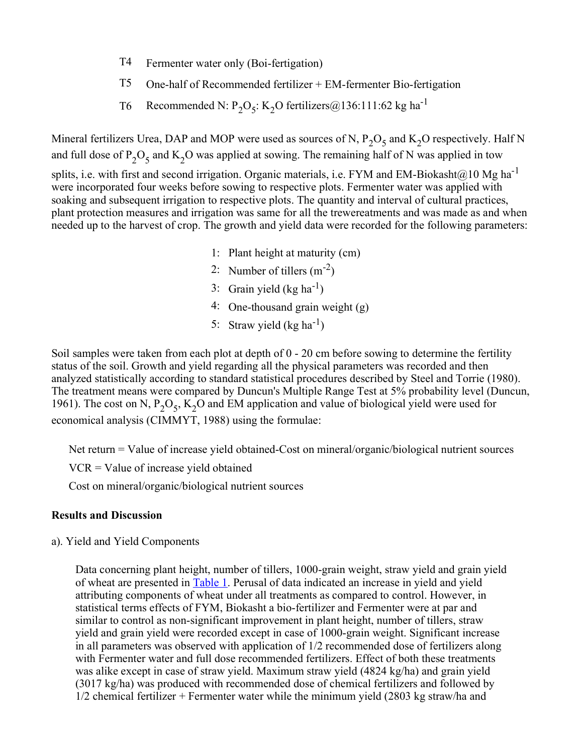T4 Fermenter water only (Boi-fertigation)

T5 One-half of Recommended fertilizer + EM-fermenter Bio-fertigation

T6 Recommended N: $P_2O_5$: $K_2O$ fertilizers@136:111:62 kg $ha^{-1}$

Mineral fertilizers Urea, DAP and MOP were used as sources of N, $P_2O_5$ and $K_2O$ respectively. Half N and full dose of $P_2O_5$ and $K_2O$ was applied at sowing. The remaining half of N was applied in tow splits, i.e. with first and second irrigation. Organic materials, i.e. FYM and EM-Biokasht@10 Mg $ha^{-1}$ were incorporated four weeks before sowing to respective plots. Fermenter water was applied with soaking and subsequent irrigation to respective plots. The quantity and interval of cultural practices, plant protection measures and irrigation was same for all the trewereatments and was made as and when needed up to the harvest of crop. The growth and yield data were recorded for the following parameters:

1: Plant height at maturity (cm)
2: Number of tillers ($m^{-2}$)
3: Grain yield (kg $ha^{-1}$)
4: One-thousand grain weight (g)
5: Straw yield (kg $ha^{-1}$)

Soil samples were taken from each plot at depth of 0 - 20 cm before sowing to determine the fertility status of the soil. Growth and yield regarding all the physical parameters was recorded and then analyzed statistically according to standard statistical procedures described by Steel and Torrie (1980). The treatment means were compared by Duncun's Multiple Range Test at 5% probability level (Duncun, 1961). The cost on N, $P_2O_5$, $K_2O$ and EM application and value of biological yield were used for economical analysis (CIMMYT, 1988) using the formulae:

Net return = Value of increase yield obtained-Cost on mineral/organic/biological nutrient sources

VCR = Value of increase yield obtained

Cost on mineral/organic/biological nutrient sources

**Results and Discussion**

a). Yield and Yield Components

Data concerning plant height, number of tillers, 1000-grain weight, straw yield and grain yield of wheat are presented in Table 1. Perusal of data indicated an increase in yield and yield attributing components of wheat under all treatments as compared to control. However, in statistical terms effects of FYM, Biokasht a bio-fertilizer and Fermenter were at par and similar to control as non-significant improvement in plant height, number of tillers, straw yield and grain yield were recorded except in case of 1000-grain weight. Significant increase in all parameters was observed with application of 1/2 recommended dose of fertilizers along with Fermenter water and full dose recommended fertilizers. Effect of both these treatments was alike except in case of straw yield. Maximum straw yield (4824 kg/ha) and grain yield (3017 kg/ha) was produced with recommended dose of chemical fertilizers and followed by 1/2 chemical fertilizer + Fermenter water while the minimum yield (2803 kg straw/ha and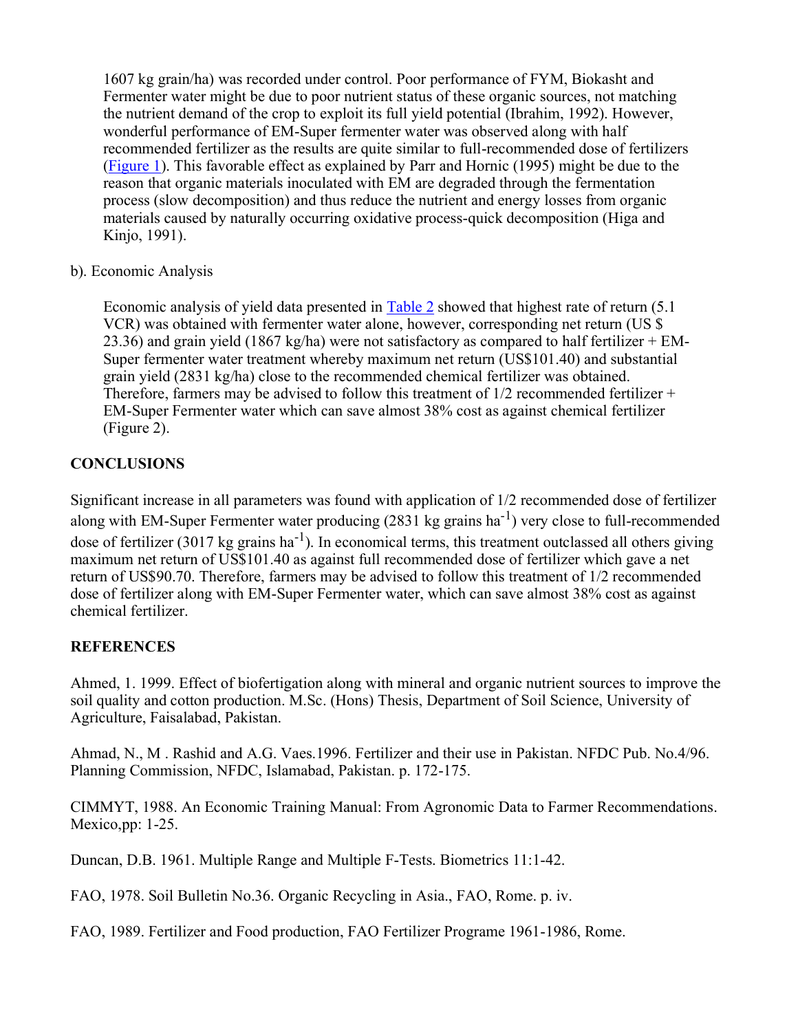1607 kg grain/ha) was recorded under control. Poor performance of FYM, Biokasht and Fermenter water might be due to poor nutrient status of these organic sources, not matching the nutrient demand of the crop to exploit its full yield potential (Ibrahim, 1992). However, wonderful performance of EM-Super fermenter water was observed along with half recommended fertilizer as the results are quite similar to full-recommended dose of fertilizers (Figure 1). This favorable effect as explained by Parr and Hornic (1995) might be due to the reason that organic materials inoculated with EM are degraded through the fermentation process (slow decomposition) and thus reduce the nutrient and energy losses from organic materials caused by naturally occurring oxidative process-quick decomposition (Higa and Kinjo, 1991).

b). Economic Analysis

Economic analysis of yield data presented in Table 2 showed that highest rate of return (5.1 VCR) was obtained with fermenter water alone, however, corresponding net return (US $ 23.36) and grain yield (1867 kg/ha) were not satisfactory as compared to half fertilizer + EM-Super fermenter water treatment whereby maximum net return (US$101.40) and substantial grain yield (2831 kg/ha) close to the recommended chemical fertilizer was obtained. Therefore, farmers may be advised to follow this treatment of 1/2 recommended fertilizer + EM-Super Fermenter water which can save almost 38% cost as against chemical fertilizer (Figure 2).

## CONCLUSIONS

Significant increase in all parameters was found with application of 1/2 recommended dose of fertilizer along with EM-Super Fermenter water producing (2831 kg grains $ha^{-1}$) very close to full-recommended dose of fertilizer (3017 kg grains $ha^{-1}$). In economical terms, this treatment outclassed all others giving maximum net return of US$101.40 as against full recommended dose of fertilizer which gave a net return of US$90.70. Therefore, farmers may be advised to follow this treatment of 1/2 recommended dose of fertilizer along with EM-Super Fermenter water, which can save almost 38% cost as against chemical fertilizer.

## REFERENCES

Ahmed, 1. 1999. Effect of biofertigation along with mineral and organic nutrient sources to improve the soil quality and cotton production. M.Sc. (Hons) Thesis, Department of Soil Science, University of Agriculture, Faisalabad, Pakistan.

Ahmad, N., M . Rashid and A.G. Vaes.1996. Fertilizer and their use in Pakistan. NFDC Pub. No.4/96. Planning Commission, NFDC, Islamabad, Pakistan. p. 172-175.

CIMMYT, 1988. An Economic Training Manual: From Agronomic Data to Farmer Recommendations. Mexico,pp: 1-25.

Duncan, D.B. 1961. Multiple Range and Multiple F-Tests. Biometrics 11:1-42.

FAO, 1978. Soil Bulletin No.36. Organic Recycling in Asia., FAO, Rome. p. iv.

FAO, 1989. Fertilizer and Food production, FAO Fertilizer Programe 1961-1986, Rome.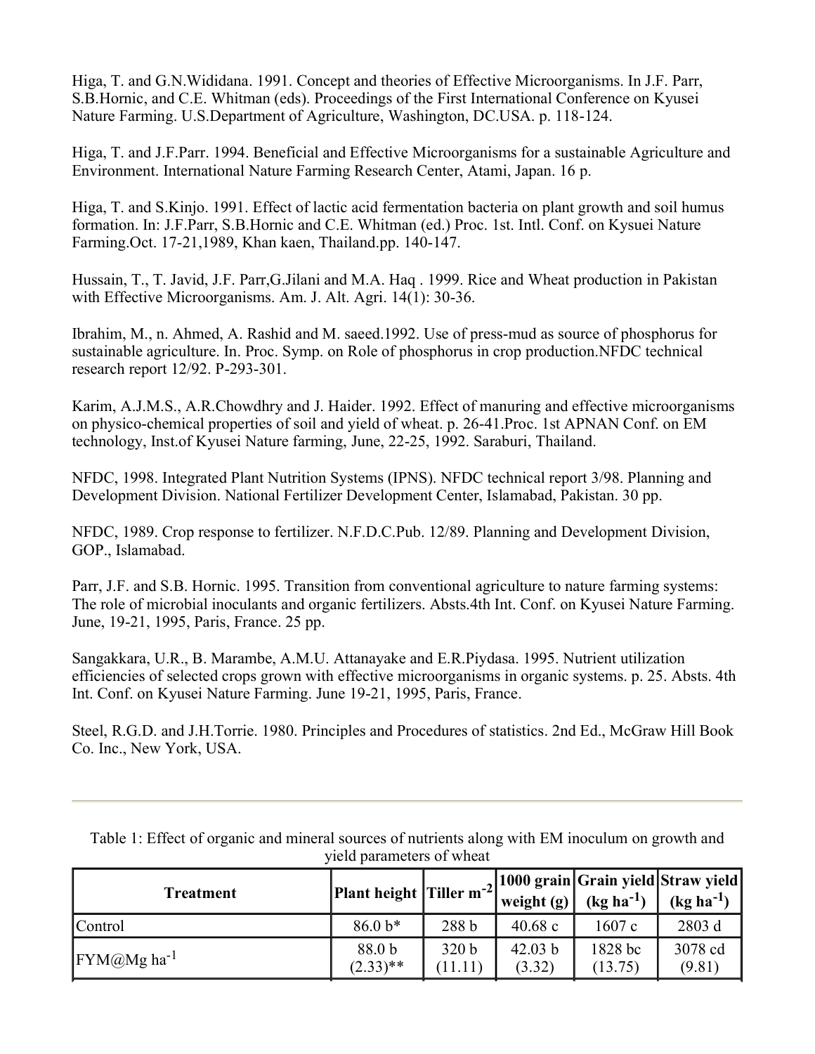Higa, T. and G.N.Wididana. 1991. Concept and theories of Effective Microorganisms. In J.F. Parr, S.B.Hornic, and C.E. Whitman (eds). Proceedings of the First International Conference on Kyusei Nature Farming. U.S.Department of Agriculture, Washington, DC.USA. p. 118-124.

Higa, T. and J.F.Parr. 1994. Beneficial and Effective Microorganisms for a sustainable Agriculture and Environment. International Nature Farming Research Center, Atami, Japan. 16 p.

Higa, T. and S.Kinjo. 1991. Effect of lactic acid fermentation bacteria on plant growth and soil humus formation. In: J.F.Parr, S.B.Hornic and C.E. Whitman (ed.) Proc. 1st. Intl. Conf. on Kysuei Nature Farming.Oct. 17-21,1989, Khan kaen, Thailand.pp. 140-147.

Hussain, T., T. Javid, J.F. Parr,G.Jilani and M.A. Haq . 1999. Rice and Wheat production in Pakistan with Effective Microorganisms. Am. J. Alt. Agri. 14(1): 30-36.

Ibrahim, M., n. Ahmed, A. Rashid and M. saeed.1992. Use of press-mud as source of phosphorus for sustainable agriculture. In. Proc. Symp. on Role of phosphorus in crop production.NFDC technical research report 12/92. P-293-301.

Karim, A.J.M.S., A.R.Chowdhry and J. Haider. 1992. Effect of manuring and effective microorganisms on physico-chemical properties of soil and yield of wheat. p. 26-41.Proc. 1st APNAN Conf. on EM technology, Inst.of Kyusei Nature farming, June, 22-25, 1992. Saraburi, Thailand.

NFDC, 1998. Integrated Plant Nutrition Systems (IPNS). NFDC technical report 3/98. Planning and Development Division. National Fertilizer Development Center, Islamabad, Pakistan. 30 pp.

NFDC, 1989. Crop response to fertilizer. N.F.D.C.Pub. 12/89. Planning and Development Division, GOP., Islamabad.

Parr, J.F. and S.B. Hornic. 1995. Transition from conventional agriculture to nature farming systems: The role of microbial inoculants and organic fertilizers. Absts.4th Int. Conf. on Kyusei Nature Farming. June, 19-21, 1995, Paris, France. 25 pp.

Sangakkara, U.R., B. Marambe, A.M.U. Attanayake and E.R.Piydasa. 1995. Nutrient utilization efficiencies of selected crops grown with effective microorganisms in organic systems. p. 25. Absts. 4th Int. Conf. on Kyusei Nature Farming. June 19-21, 1995, Paris, France.

Steel, R.G.D. and J.H.Torrie. 1980. Principles and Procedures of statistics. 2nd Ed., McGraw Hill Book Co. Inc., New York, USA.

---

Table 1: Effect of organic and mineral sources of nutrients along with EM inoculum on growth and yield parameters of wheat

| Treatment | Plant height | Tiller $m^{-2}$ | 1000 grain weight (g) | Grain yield (kg $ha^{-1}$) | Straw yield (kg $ha^{-1}$) |
|---|---|---|---|---|---|
| Control | 86.0 b* | 288 b | 40.68 c | 1607 c | 2803 d |
| FYM@Mg $ha^{-1}$ | 88.0 b (2.33)** | 320 b (11.11) | 42.03 b (3.32) | 1828 bc (13.75) | 3078 cd (9.81) |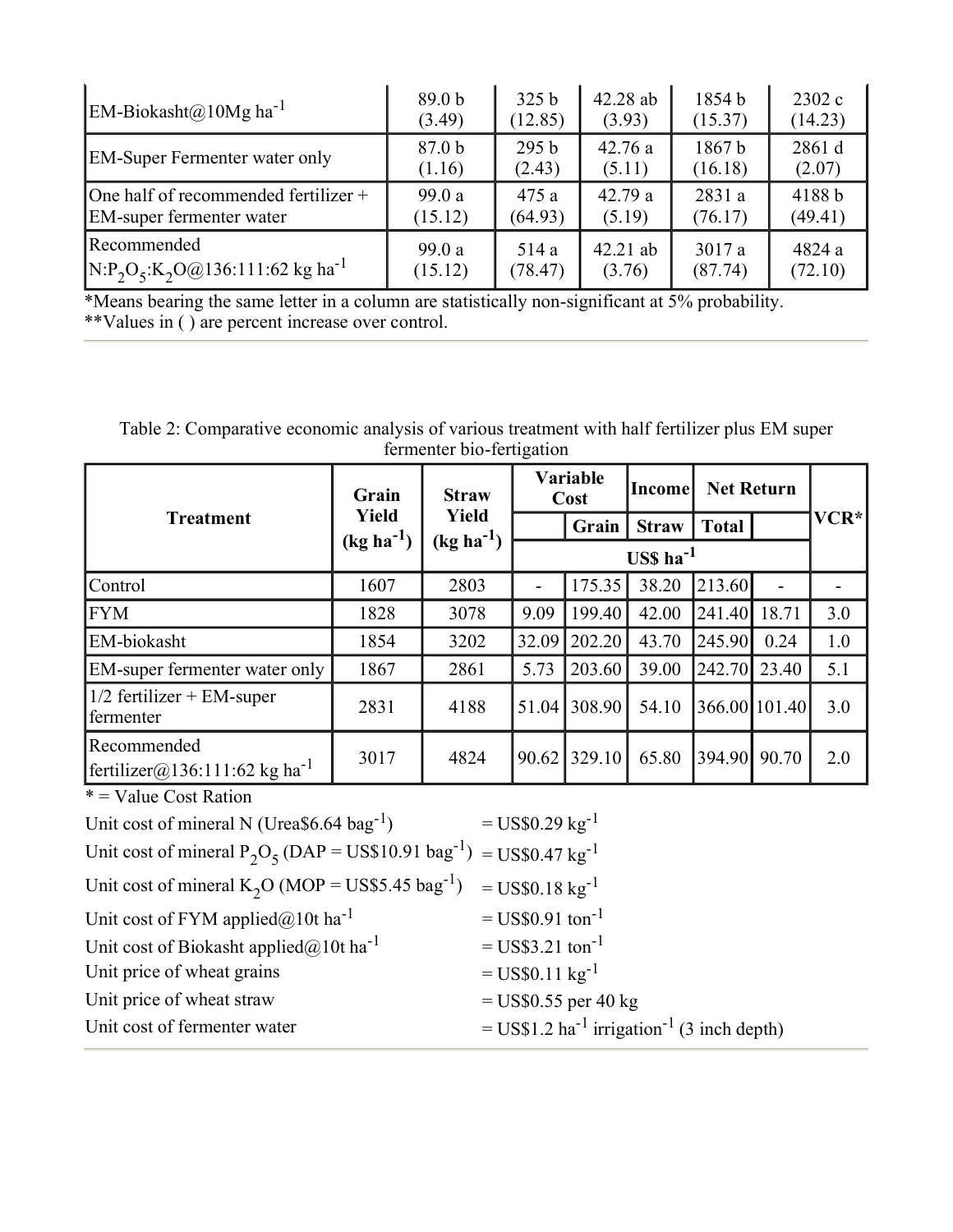| | | | | | |
|---|---|---|---|---|---|
| EM-Biokasht@10Mg ha$^{-1}$ | 89.0 b (3.49) | 325 b (12.85) | 42.28 ab (3.93) | 1854 b (15.37) | 2302 c (14.23) |
| EM-Super Fermenter water only | 87.0 b (1.16) | 295 b (2.43) | 42.76 a (5.11) | 1867 b (16.18) | 2861 d (2.07) |
| One half of recommended fertilizer + EM-super fermenter water | 99.0 a (15.12) | 475 a (64.93) | 42.79 a (5.19) | 2831 a (76.17) | 4188 b (49.41) |
| Recommended $N:P_2O_5:K_2O$@136:111:62 kg ha$^{-1}$ | 99.0 a (15.12) | 514 a (78.47) | 42.21 ab (3.76) | 3017 a (87.74) | 4824 a (72.10) |

*Means bearing the same letter in a column are statistically non-significant at 5% probability.
**Values in ( ) are percent increase over control.

Table 2: Comparative economic analysis of various treatment with half fertilizer plus EM super fermenter bio-fertigation

| Treatment | Grain Yield (kg ha$^{-1}$) | Straw Yield (kg ha$^{-1}$) | Variable Cost | Income | | Net Return | | VCR* |
|---|---|---|---|---|---|---|---|---|
| | | | | Grain | Straw | Total | | |
| | | | US$ ha$^{-1}$ | | | | | |
| Control | 1607 | 2803 | - | 175.35 | 38.20 | 213.60 | - | - |
| FYM | 1828 | 3078 | 9.09 | 199.40 | 42.00 | 241.40 | 18.71 | 3.0 |
| EM-biokasht | 1854 | 3202 | 32.09 | 202.20 | 43.70 | 245.90 | 0.24 | 1.0 |
| EM-super fermenter water only | 1867 | 2861 | 5.73 | 203.60 | 39.00 | 242.70 | 23.40 | 5.1 |
| 1/2 fertilizer + EM-super fermenter | 2831 | 4188 | 51.04 | 308.90 | 54.10 | 366.00 | 101.40 | 3.0 |
| Recommended fertilizer@136:111:62 kg ha$^{-1}$ | 3017 | 4824 | 90.62 | 329.10 | 65.80 | 394.90 | 90.70 | 2.0 |

* = Value Cost Ration

| | |
|---|---|
| Unit cost of mineral N (Urea$6.64 bag$^{-1}$) | = US$0.29 kg$^{-1}$ |
| Unit cost of mineral $P_2O_5$ (DAP = US$10.91 bag$^{-1}$) | = US$0.47 kg$^{-1}$ |
| Unit cost of mineral $K_2O$ (MOP = US$5.45 bag$^{-1}$) | = US$0.18 kg$^{-1}$ |
| Unit cost of FYM applied@10t ha$^{-1}$ | = US$0.91 ton$^{-1}$ |
| Unit cost of Biokasht applied@10t ha$^{-1}$ | = US$3.21 ton$^{-1}$ |
| Unit price of wheat grains | = US$0.11 kg$^{-1}$ |
| Unit price of wheat straw | = US$0.55 per 40 kg |
| Unit cost of fermenter water | = US$1.2 ha$^{-1}$ irrigation$^{-1}$ (3 inch depth) |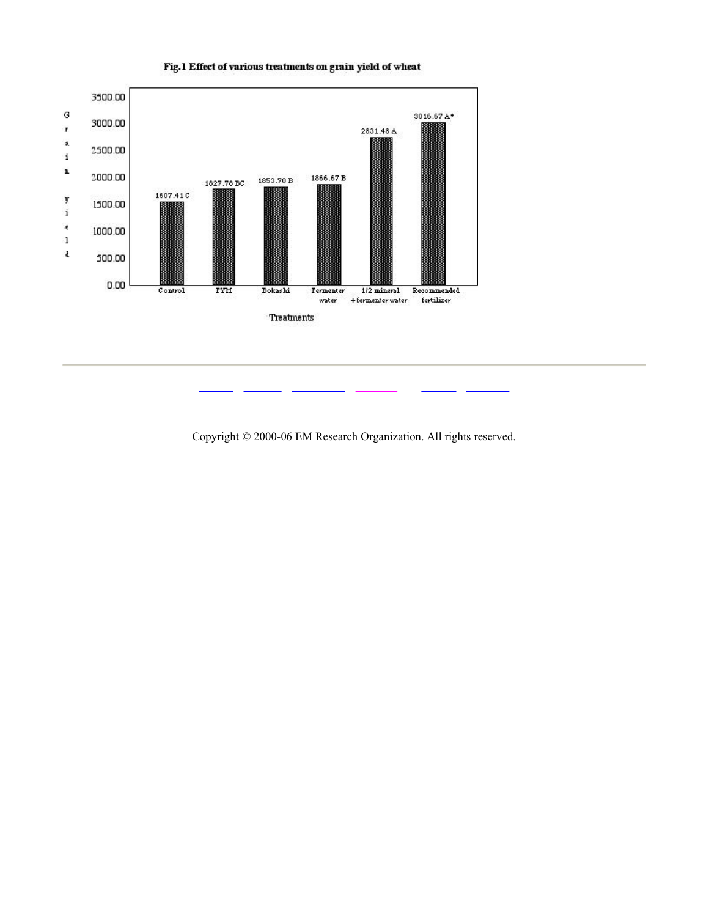Fig.1 Effect of various treatments on grain yield of wheat

Grain yield

3500.00
3000.00
2500.00
2000.00
1500.00
1000.00
500.00
0.00

1607.41 C
1827.78 BC
1853.70 B
1866.67 B
2831.48 A
3016.67 A*

Control
FYM
Bokashi
Fermenter water
1/2 mineral + fermenter water
Recommended fertilizer

Treatments

---

Copyright © 2000-06 EM Research Organization. All rights reserved.